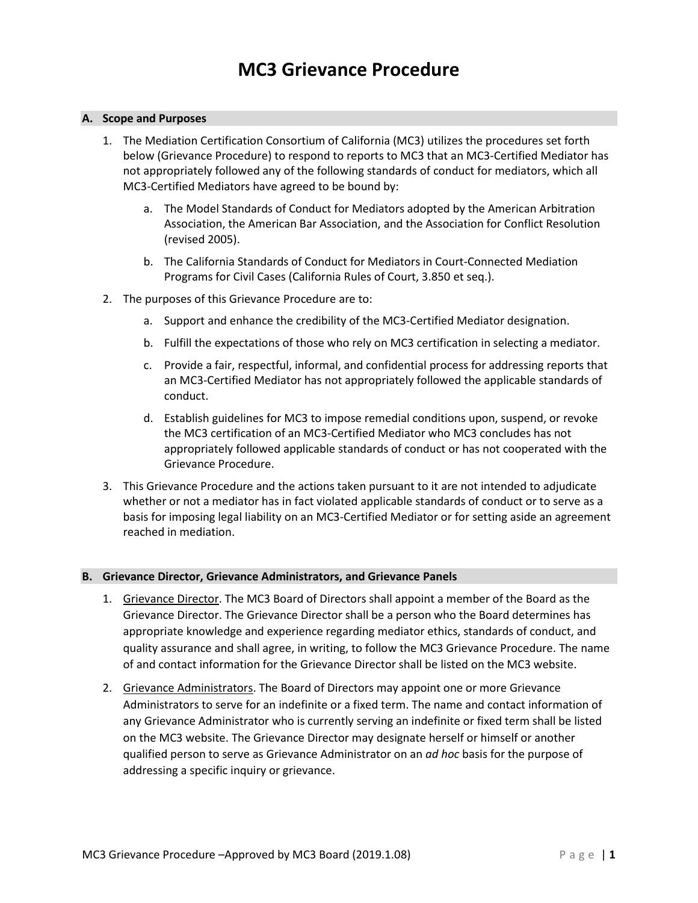# MC3 Grievance Procedure

## A. Scope and Purposes

1. The Mediation Certification Consortium of California (MC3) utilizes the procedures set forth below (Grievance Procedure) to respond to reports to MC3 that an MC3-Certified Mediator has not appropriately followed any of the following standards of conduct for mediators, which all MC3-Certified Mediators have agreed to be bound by:

   a. The Model Standards of Conduct for Mediators adopted by the American Arbitration Association, the American Bar Association, and the Association for Conflict Resolution (revised 2005).

   b. The California Standards of Conduct for Mediators in Court-Connected Mediation Programs for Civil Cases (California Rules of Court, 3.850 et seq.).

2. The purposes of this Grievance Procedure are to:

   a. Support and enhance the credibility of the MC3-Certified Mediator designation.

   b. Fulfill the expectations of those who rely on MC3 certification in selecting a mediator.

   c. Provide a fair, respectful, informal, and confidential process for addressing reports that an MC3-Certified Mediator has not appropriately followed the applicable standards of conduct.

   d. Establish guidelines for MC3 to impose remedial conditions upon, suspend, or revoke the MC3 certification of an MC3-Certified Mediator who MC3 concludes has not appropriately followed applicable standards of conduct or has not cooperated with the Grievance Procedure.

3. This Grievance Procedure and the actions taken pursuant to it are not intended to adjudicate whether or not a mediator has in fact violated applicable standards of conduct or to serve as a basis for imposing legal liability on an MC3-Certified Mediator or for setting aside an agreement reached in mediation.

## B. Grievance Director, Grievance Administrators, and Grievance Panels

1. Grievance Director. The MC3 Board of Directors shall appoint a member of the Board as the Grievance Director. The Grievance Director shall be a person who the Board determines has appropriate knowledge and experience regarding mediator ethics, standards of conduct, and quality assurance and shall agree, in writing, to follow the MC3 Grievance Procedure. The name of and contact information for the Grievance Director shall be listed on the MC3 website.

2. Grievance Administrators. The Board of Directors may appoint one or more Grievance Administrators to serve for an indefinite or a fixed term. The name and contact information of any Grievance Administrator who is currently serving an indefinite or fixed term shall be listed on the MC3 website. The Grievance Director may designate herself or himself or another qualified person to serve as Grievance Administrator on an *ad hoc* basis for the purpose of addressing a specific inquiry or grievance.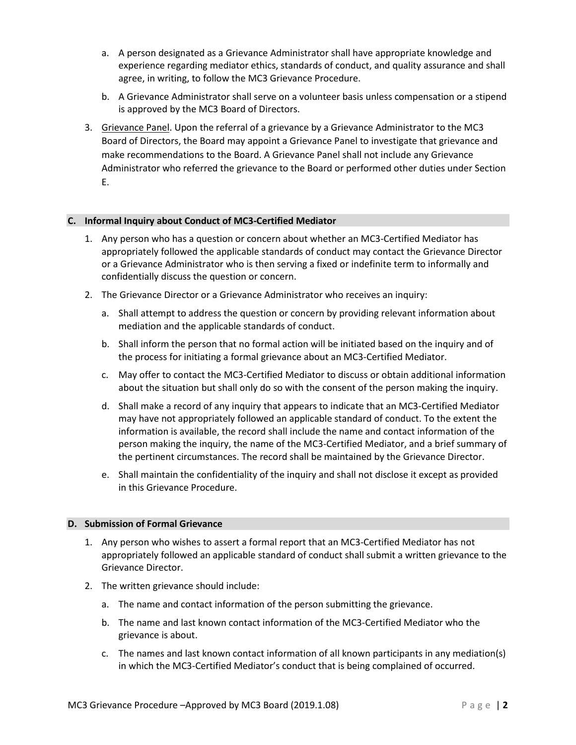a. A person designated as a Grievance Administrator shall have appropriate knowledge and experience regarding mediator ethics, standards of conduct, and quality assurance and shall agree, in writing, to follow the MC3 Grievance Procedure.

b. A Grievance Administrator shall serve on a volunteer basis unless compensation or a stipend is approved by the MC3 Board of Directors.

3. Grievance Panel. Upon the referral of a grievance by a Grievance Administrator to the MC3 Board of Directors, the Board may appoint a Grievance Panel to investigate that grievance and make recommendations to the Board. A Grievance Panel shall not include any Grievance Administrator who referred the grievance to the Board or performed other duties under Section E.

## C. Informal Inquiry about Conduct of MC3-Certified Mediator

1. Any person who has a question or concern about whether an MC3-Certified Mediator has appropriately followed the applicable standards of conduct may contact the Grievance Director or a Grievance Administrator who is then serving a fixed or indefinite term to informally and confidentially discuss the question or concern.

2. The Grievance Director or a Grievance Administrator who receives an inquiry:

   a. Shall attempt to address the question or concern by providing relevant information about mediation and the applicable standards of conduct.

   b. Shall inform the person that no formal action will be initiated based on the inquiry and of the process for initiating a formal grievance about an MC3-Certified Mediator.

   c. May offer to contact the MC3-Certified Mediator to discuss or obtain additional information about the situation but shall only do so with the consent of the person making the inquiry.

   d. Shall make a record of any inquiry that appears to indicate that an MC3-Certified Mediator may have not appropriately followed an applicable standard of conduct. To the extent the information is available, the record shall include the name and contact information of the person making the inquiry, the name of the MC3-Certified Mediator, and a brief summary of the pertinent circumstances. The record shall be maintained by the Grievance Director.

   e. Shall maintain the confidentiality of the inquiry and shall not disclose it except as provided in this Grievance Procedure.

## D. Submission of Formal Grievance

1. Any person who wishes to assert a formal report that an MC3-Certified Mediator has not appropriately followed an applicable standard of conduct shall submit a written grievance to the Grievance Director.

2. The written grievance should include:

   a. The name and contact information of the person submitting the grievance.

   b. The name and last known contact information of the MC3-Certified Mediator who the grievance is about.

   c. The names and last known contact information of all known participants in any mediation(s) in which the MC3-Certified Mediator's conduct that is being complained of occurred.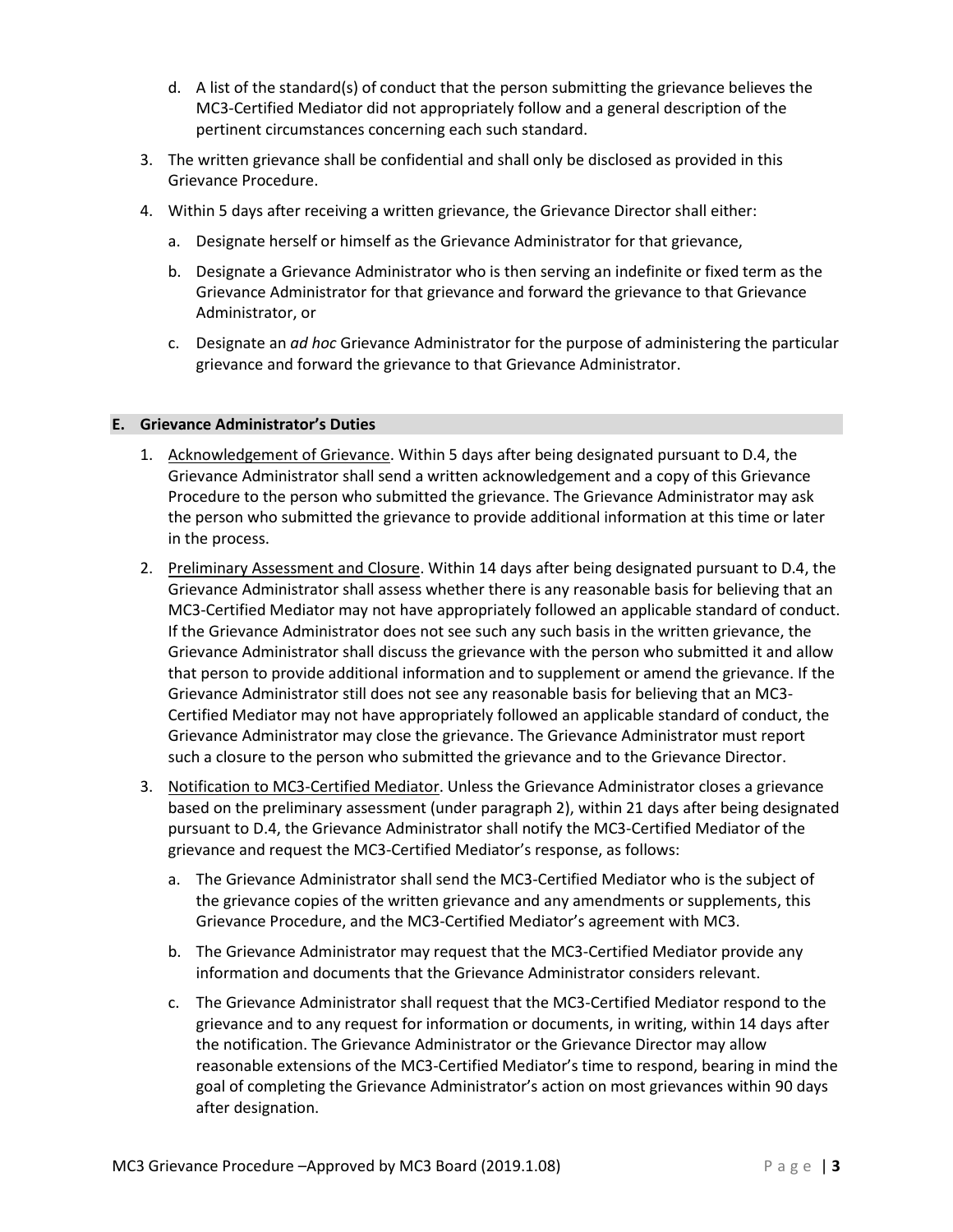d. A list of the standard(s) of conduct that the person submitting the grievance believes the MC3-Certified Mediator did not appropriately follow and a general description of the pertinent circumstances concerning each such standard.

3. The written grievance shall be confidential and shall only be disclosed as provided in this Grievance Procedure.

4. Within 5 days after receiving a written grievance, the Grievance Director shall either:

   a. Designate herself or himself as the Grievance Administrator for that grievance,

   b. Designate a Grievance Administrator who is then serving an indefinite or fixed term as the Grievance Administrator for that grievance and forward the grievance to that Grievance Administrator, or

   c. Designate an *ad hoc* Grievance Administrator for the purpose of administering the particular grievance and forward the grievance to that Grievance Administrator.

## E. Grievance Administrator's Duties

1. Acknowledgement of Grievance. Within 5 days after being designated pursuant to D.4, the Grievance Administrator shall send a written acknowledgement and a copy of this Grievance Procedure to the person who submitted the grievance. The Grievance Administrator may ask the person who submitted the grievance to provide additional information at this time or later in the process.

2. Preliminary Assessment and Closure. Within 14 days after being designated pursuant to D.4, the Grievance Administrator shall assess whether there is any reasonable basis for believing that an MC3-Certified Mediator may not have appropriately followed an applicable standard of conduct. If the Grievance Administrator does not see such any such basis in the written grievance, the Grievance Administrator shall discuss the grievance with the person who submitted it and allow that person to provide additional information and to supplement or amend the grievance. If the Grievance Administrator still does not see any reasonable basis for believing that an MC3-Certified Mediator may not have appropriately followed an applicable standard of conduct, the Grievance Administrator may close the grievance. The Grievance Administrator must report such a closure to the person who submitted the grievance and to the Grievance Director.

3. Notification to MC3-Certified Mediator. Unless the Grievance Administrator closes a grievance based on the preliminary assessment (under paragraph 2), within 21 days after being designated pursuant to D.4, the Grievance Administrator shall notify the MC3-Certified Mediator of the grievance and request the MC3-Certified Mediator's response, as follows:

   a. The Grievance Administrator shall send the MC3-Certified Mediator who is the subject of the grievance copies of the written grievance and any amendments or supplements, this Grievance Procedure, and the MC3-Certified Mediator's agreement with MC3.

   b. The Grievance Administrator may request that the MC3-Certified Mediator provide any information and documents that the Grievance Administrator considers relevant.

   c. The Grievance Administrator shall request that the MC3-Certified Mediator respond to the grievance and to any request for information or documents, in writing, within 14 days after the notification. The Grievance Administrator or the Grievance Director may allow reasonable extensions of the MC3-Certified Mediator's time to respond, bearing in mind the goal of completing the Grievance Administrator's action on most grievances within 90 days after designation.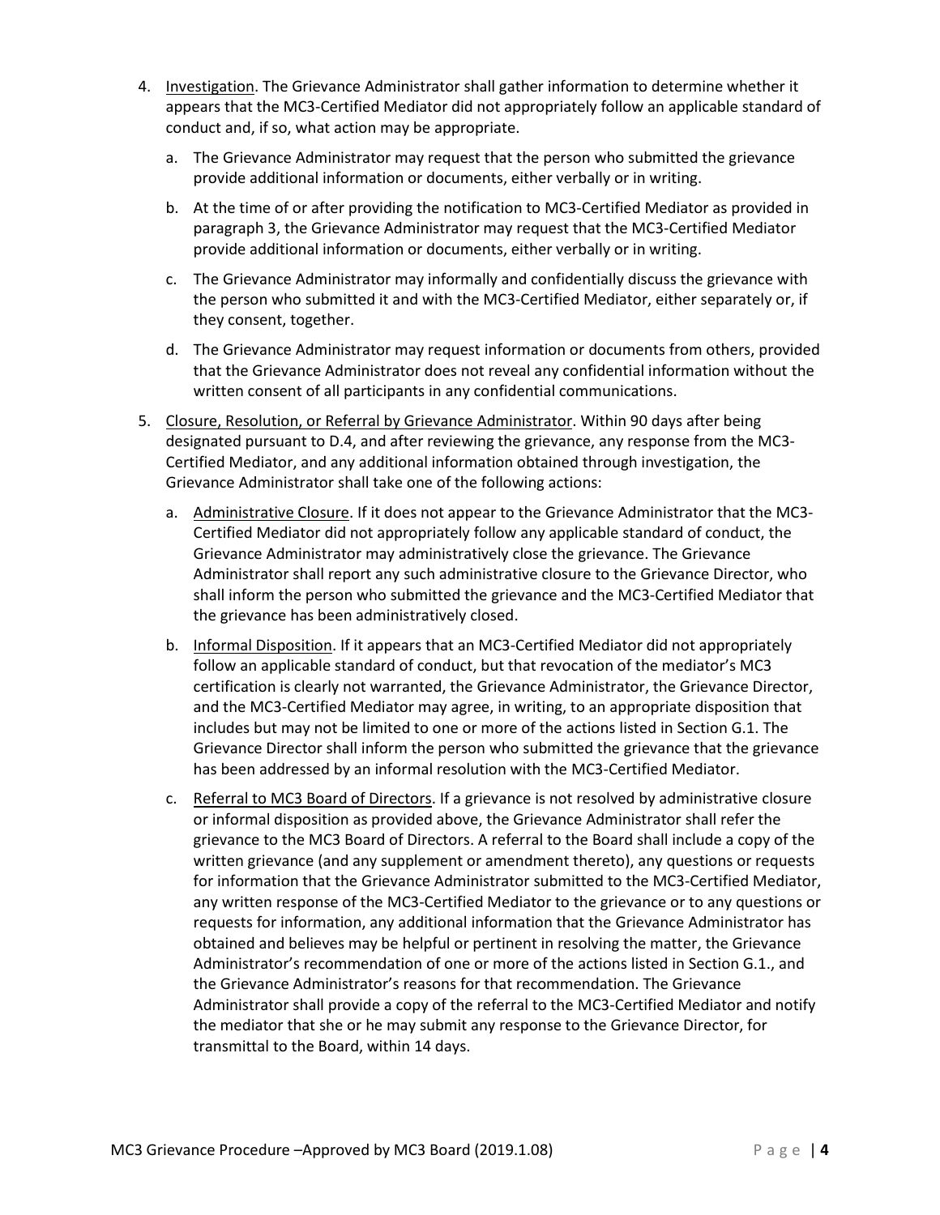4. Investigation. The Grievance Administrator shall gather information to determine whether it appears that the MC3-Certified Mediator did not appropriately follow an applicable standard of conduct and, if so, what action may be appropriate.

   a. The Grievance Administrator may request that the person who submitted the grievance provide additional information or documents, either verbally or in writing.

   b. At the time of or after providing the notification to MC3-Certified Mediator as provided in paragraph 3, the Grievance Administrator may request that the MC3-Certified Mediator provide additional information or documents, either verbally or in writing.

   c. The Grievance Administrator may informally and confidentially discuss the grievance with the person who submitted it and with the MC3-Certified Mediator, either separately or, if they consent, together.

   d. The Grievance Administrator may request information or documents from others, provided that the Grievance Administrator does not reveal any confidential information without the written consent of all participants in any confidential communications.

5. Closure, Resolution, or Referral by Grievance Administrator. Within 90 days after being designated pursuant to D.4, and after reviewing the grievance, any response from the MC3-Certified Mediator, and any additional information obtained through investigation, the Grievance Administrator shall take one of the following actions:

   a. Administrative Closure. If it does not appear to the Grievance Administrator that the MC3-Certified Mediator did not appropriately follow any applicable standard of conduct, the Grievance Administrator may administratively close the grievance. The Grievance Administrator shall report any such administrative closure to the Grievance Director, who shall inform the person who submitted the grievance and the MC3-Certified Mediator that the grievance has been administratively closed.

   b. Informal Disposition. If it appears that an MC3-Certified Mediator did not appropriately follow an applicable standard of conduct, but that revocation of the mediator's MC3 certification is clearly not warranted, the Grievance Administrator, the Grievance Director, and the MC3-Certified Mediator may agree, in writing, to an appropriate disposition that includes but may not be limited to one or more of the actions listed in Section G.1. The Grievance Director shall inform the person who submitted the grievance that the grievance has been addressed by an informal resolution with the MC3-Certified Mediator.

   c. Referral to MC3 Board of Directors. If a grievance is not resolved by administrative closure or informal disposition as provided above, the Grievance Administrator shall refer the grievance to the MC3 Board of Directors. A referral to the Board shall include a copy of the written grievance (and any supplement or amendment thereto), any questions or requests for information that the Grievance Administrator submitted to the MC3-Certified Mediator, any written response of the MC3-Certified Mediator to the grievance or to any questions or requests for information, any additional information that the Grievance Administrator has obtained and believes may be helpful or pertinent in resolving the matter, the Grievance Administrator's recommendation of one or more of the actions listed in Section G.1., and the Grievance Administrator's reasons for that recommendation. The Grievance Administrator shall provide a copy of the referral to the MC3-Certified Mediator and notify the mediator that she or he may submit any response to the Grievance Director, for transmittal to the Board, within 14 days.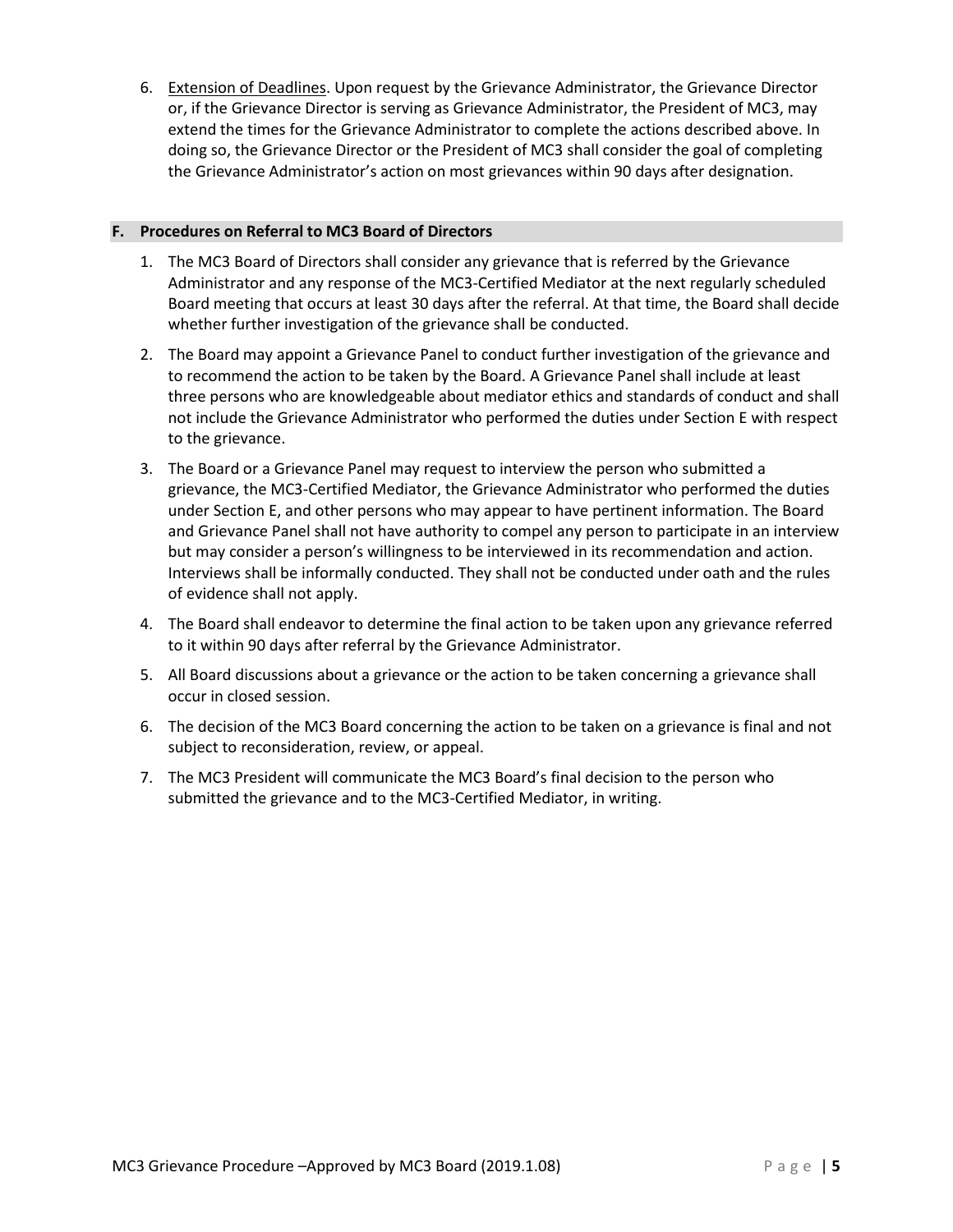6. Extension of Deadlines. Upon request by the Grievance Administrator, the Grievance Director or, if the Grievance Director is serving as Grievance Administrator, the President of MC3, may extend the times for the Grievance Administrator to complete the actions described above. In doing so, the Grievance Director or the President of MC3 shall consider the goal of completing the Grievance Administrator's action on most grievances within 90 days after designation.

## F. Procedures on Referral to MC3 Board of Directors

1. The MC3 Board of Directors shall consider any grievance that is referred by the Grievance Administrator and any response of the MC3-Certified Mediator at the next regularly scheduled Board meeting that occurs at least 30 days after the referral. At that time, the Board shall decide whether further investigation of the grievance shall be conducted.
2. The Board may appoint a Grievance Panel to conduct further investigation of the grievance and to recommend the action to be taken by the Board. A Grievance Panel shall include at least three persons who are knowledgeable about mediator ethics and standards of conduct and shall not include the Grievance Administrator who performed the duties under Section E with respect to the grievance.
3. The Board or a Grievance Panel may request to interview the person who submitted a grievance, the MC3-Certified Mediator, the Grievance Administrator who performed the duties under Section E, and other persons who may appear to have pertinent information. The Board and Grievance Panel shall not have authority to compel any person to participate in an interview but may consider a person's willingness to be interviewed in its recommendation and action. Interviews shall be informally conducted. They shall not be conducted under oath and the rules of evidence shall not apply.
4. The Board shall endeavor to determine the final action to be taken upon any grievance referred to it within 90 days after referral by the Grievance Administrator.
5. All Board discussions about a grievance or the action to be taken concerning a grievance shall occur in closed session.
6. The decision of the MC3 Board concerning the action to be taken on a grievance is final and not subject to reconsideration, review, or appeal.
7. The MC3 President will communicate the MC3 Board's final decision to the person who submitted the grievance and to the MC3-Certified Mediator, in writing.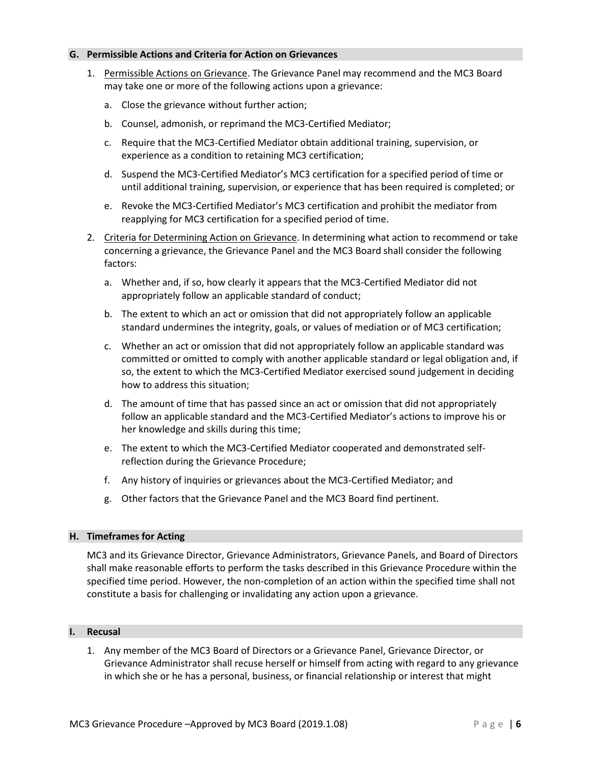### G. Permissible Actions and Criteria for Action on Grievances

1. Permissible Actions on Grievance. The Grievance Panel may recommend and the MC3 Board may take one or more of the following actions upon a grievance:

   a. Close the grievance without further action;

   b. Counsel, admonish, or reprimand the MC3-Certified Mediator;

   c. Require that the MC3-Certified Mediator obtain additional training, supervision, or experience as a condition to retaining MC3 certification;

   d. Suspend the MC3-Certified Mediator's MC3 certification for a specified period of time or until additional training, supervision, or experience that has been required is completed; or

   e. Revoke the MC3-Certified Mediator's MC3 certification and prohibit the mediator from reapplying for MC3 certification for a specified period of time.

2. Criteria for Determining Action on Grievance. In determining what action to recommend or take concerning a grievance, the Grievance Panel and the MC3 Board shall consider the following factors:

   a. Whether and, if so, how clearly it appears that the MC3-Certified Mediator did not appropriately follow an applicable standard of conduct;

   b. The extent to which an act or omission that did not appropriately follow an applicable standard undermines the integrity, goals, or values of mediation or of MC3 certification;

   c. Whether an act or omission that did not appropriately follow an applicable standard was committed or omitted to comply with another applicable standard or legal obligation and, if so, the extent to which the MC3-Certified Mediator exercised sound judgement in deciding how to address this situation;

   d. The amount of time that has passed since an act or omission that did not appropriately follow an applicable standard and the MC3-Certified Mediator's actions to improve his or her knowledge and skills during this time;

   e. The extent to which the MC3-Certified Mediator cooperated and demonstrated self-reflection during the Grievance Procedure;

   f. Any history of inquiries or grievances about the MC3-Certified Mediator; and

   g. Other factors that the Grievance Panel and the MC3 Board find pertinent.

### H. Timeframes for Acting

MC3 and its Grievance Director, Grievance Administrators, Grievance Panels, and Board of Directors shall make reasonable efforts to perform the tasks described in this Grievance Procedure within the specified time period. However, the non-completion of an action within the specified time shall not constitute a basis for challenging or invalidating any action upon a grievance.

### I. Recusal

1. Any member of the MC3 Board of Directors or a Grievance Panel, Grievance Director, or Grievance Administrator shall recuse herself or himself from acting with regard to any grievance in which she or he has a personal, business, or financial relationship or interest that might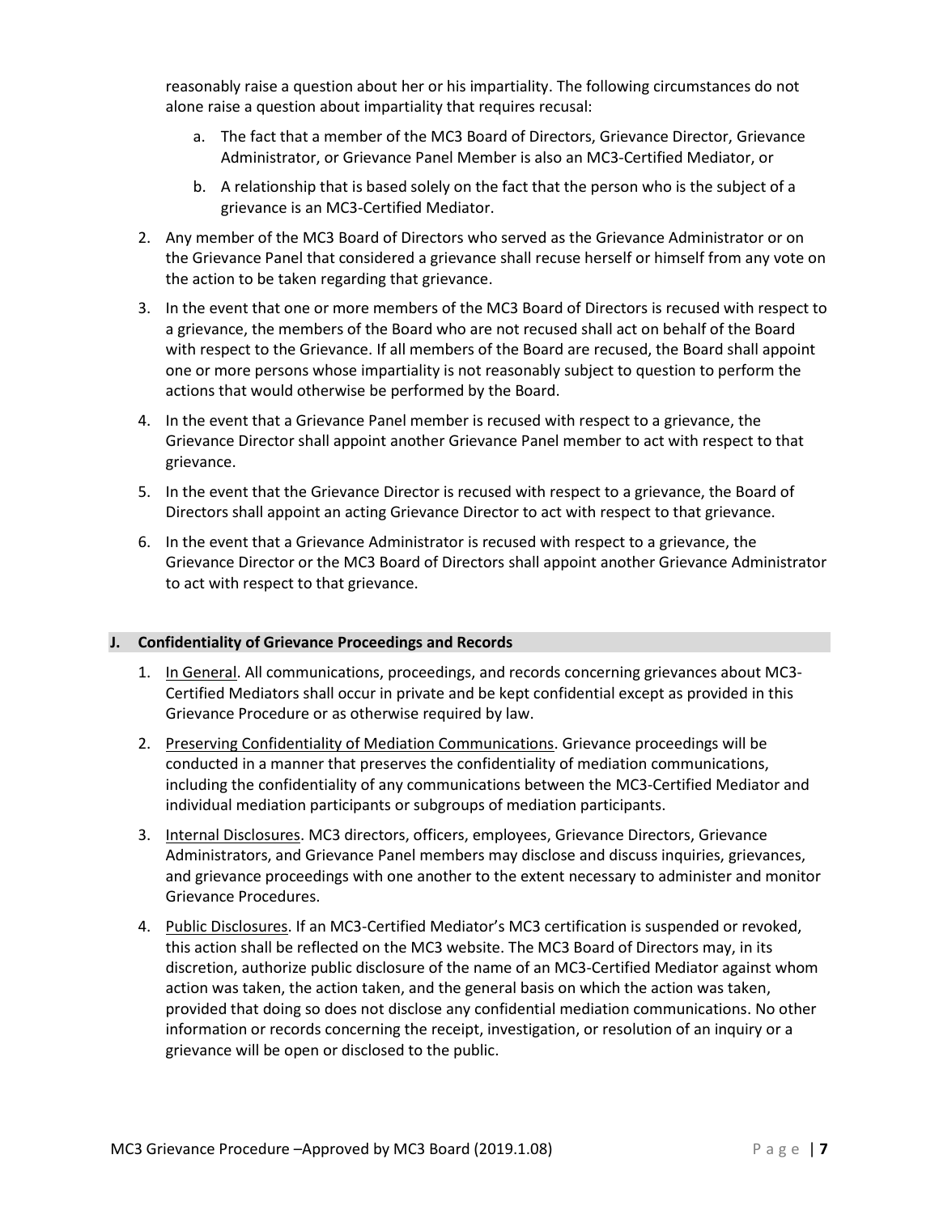reasonably raise a question about her or his impartiality. The following circumstances do not alone raise a question about impartiality that requires recusal:

   a. The fact that a member of the MC3 Board of Directors, Grievance Director, Grievance Administrator, or Grievance Panel Member is also an MC3-Certified Mediator, or

   b. A relationship that is based solely on the fact that the person who is the subject of a grievance is an MC3-Certified Mediator.

2. Any member of the MC3 Board of Directors who served as the Grievance Administrator or on the Grievance Panel that considered a grievance shall recuse herself or himself from any vote on the action to be taken regarding that grievance.

3. In the event that one or more members of the MC3 Board of Directors is recused with respect to a grievance, the members of the Board who are not recused shall act on behalf of the Board with respect to the Grievance. If all members of the Board are recused, the Board shall appoint one or more persons whose impartiality is not reasonably subject to question to perform the actions that would otherwise be performed by the Board.

4. In the event that a Grievance Panel member is recused with respect to a grievance, the Grievance Director shall appoint another Grievance Panel member to act with respect to that grievance.

5. In the event that the Grievance Director is recused with respect to a grievance, the Board of Directors shall appoint an acting Grievance Director to act with respect to that grievance.

6. In the event that a Grievance Administrator is recused with respect to a grievance, the Grievance Director or the MC3 Board of Directors shall appoint another Grievance Administrator to act with respect to that grievance.

## J. Confidentiality of Grievance Proceedings and Records

1. <u>In General</u>. All communications, proceedings, and records concerning grievances about MC3-Certified Mediators shall occur in private and be kept confidential except as provided in this Grievance Procedure or as otherwise required by law.

2. <u>Preserving Confidentiality of Mediation Communications</u>. Grievance proceedings will be conducted in a manner that preserves the confidentiality of mediation communications, including the confidentiality of any communications between the MC3-Certified Mediator and individual mediation participants or subgroups of mediation participants.

3. <u>Internal Disclosures</u>. MC3 directors, officers, employees, Grievance Directors, Grievance Administrators, and Grievance Panel members may disclose and discuss inquiries, grievances, and grievance proceedings with one another to the extent necessary to administer and monitor Grievance Procedures.

4. <u>Public Disclosures</u>. If an MC3-Certified Mediator's MC3 certification is suspended or revoked, this action shall be reflected on the MC3 website. The MC3 Board of Directors may, in its discretion, authorize public disclosure of the name of an MC3-Certified Mediator against whom action was taken, the action taken, and the general basis on which the action was taken, provided that doing so does not disclose any confidential mediation communications. No other information or records concerning the receipt, investigation, or resolution of an inquiry or a grievance will be open or disclosed to the public.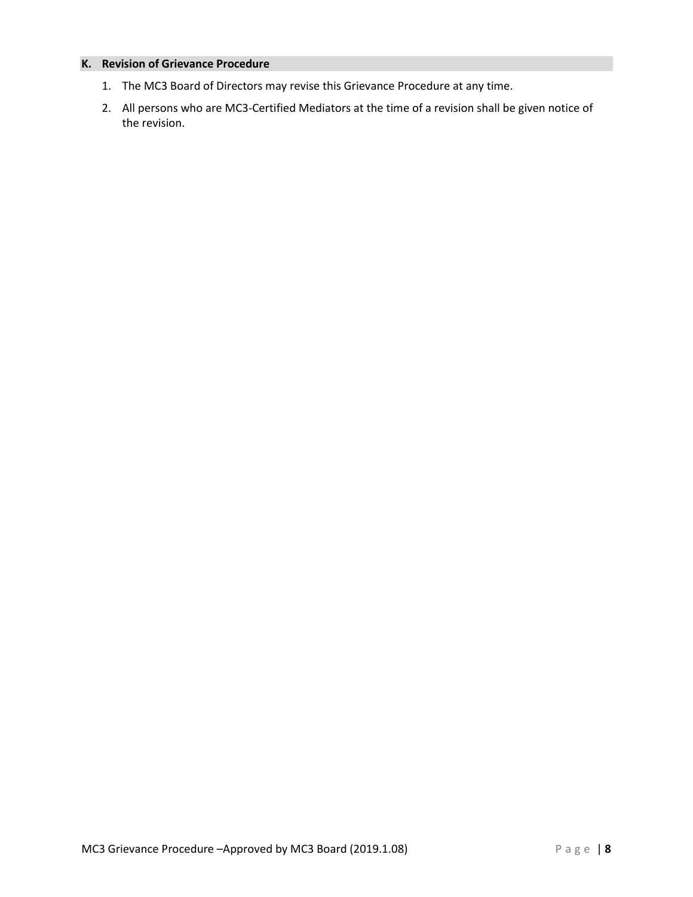## K. Revision of Grievance Procedure

1. The MC3 Board of Directors may revise this Grievance Procedure at any time.
2. All persons who are MC3-Certified Mediators at the time of a revision shall be given notice of the revision.